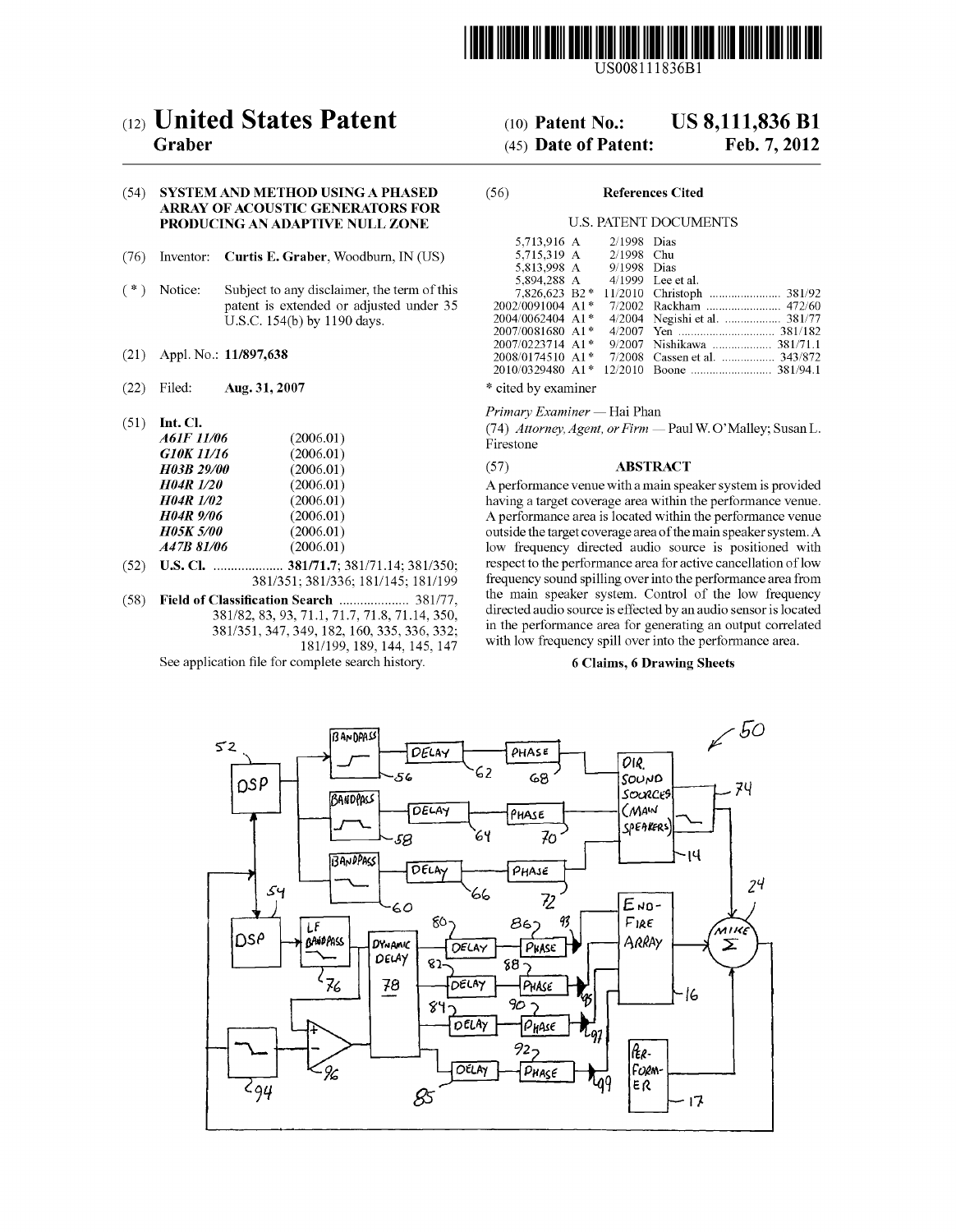US008111836B1

# (12) United States Patent
**Graber**

(10) **Patent No.: US 8,111,836 B1**

(45) **Date of Patent: Feb. 7, 2012**

(54) **SYSTEM AND METHOD USING A PHASED ARRAY OF ACOUSTIC GENERATORS FOR PRODUCING AN ADAPTIVE NULL ZONE**

(76) Inventor: **Curtis E. Graber**, Woodburn, IN (US)

( * ) Notice: Subject to any disclaimer, the term of this patent is extended or adjusted under 35 U.S.C. 154(b) by 1190 days.

(21) Appl. No.: **11/897,638**

(22) Filed: **Aug. 31, 2007**

(51) **Int. Cl.**

| | |
|---|---|
| ***A61F 11/06*** | (2006.01) |
| ***G10K 11/16*** | (2006.01) |
| ***H03B 29/00*** | (2006.01) |
| ***H04R 1/20*** | (2006.01) |
| ***H04R 1/02*** | (2006.01) |
| ***H04R 9/06*** | (2006.01) |
| ***H05K 5/00*** | (2006.01) |
| ***A47B 81/06*** | (2006.01) |

(52) **U.S. Cl.** .................... **381/71.7**; 381/71.14; 381/350; 381/351; 381/336; 181/145; 181/199

(58) **Field of Classification Search** .................... 381/77, 381/82, 83, 93, 71.1, 71.7, 71.8, 71.14, 350, 381/351, 347, 349, 182, 160, 335, 336, 332; 181/199, 189, 144, 145, 147

See application file for complete search history.

(56) **References Cited**

U.S. PATENT DOCUMENTS

| | | |
|---|---|---|
| 5,713,916 A | 2/1998 | Dias |
| 5,715,319 A | 2/1998 | Chu |
| 5,813,998 A | 9/1998 | Dias |
| 5,894,288 A | 4/1999 | Lee et al. |
| 7,826,623 B2 * | 11/2010 | Christoph ..................... 381/92 |
| 2002/0091004 A1 * | 7/2002 | Rackham ..................... 472/60 |
| 2004/0062404 A1 * | 4/2004 | Negishi et al. ............... 381/77 |
| 2007/0081680 A1 * | 4/2007 | Yen .............................. 381/182 |
| 2007/0223714 A1 * | 9/2007 | Nishikawa .................. 381/71.1 |
| 2008/0174510 A1 * | 7/2008 | Cassen et al. ............... 343/872 |
| 2010/0329480 A1 * | 12/2010 | Boone ......................... 381/94.1 |

\* cited by examiner

*Primary Examiner* — Hai Phan

(74) *Attorney, Agent, or Firm* — Paul W. O'Malley; Susan L. Firestone

(57) **ABSTRACT**

A performance venue with a main speaker system is provided having a target coverage area within the performance venue. A performance area is located within the performance venue outside the target coverage area of the main speaker system. A low frequency directed audio source is positioned with respect to the performance area for active cancellation of low frequency sound spilling over into the performance area from the main speaker system. Control of the low frequency directed audio source is effected by an audio sensor is located in the performance area for generating an output correlated with low frequency spill over into the performance area.

**6 Claims, 6 Drawing Sheets**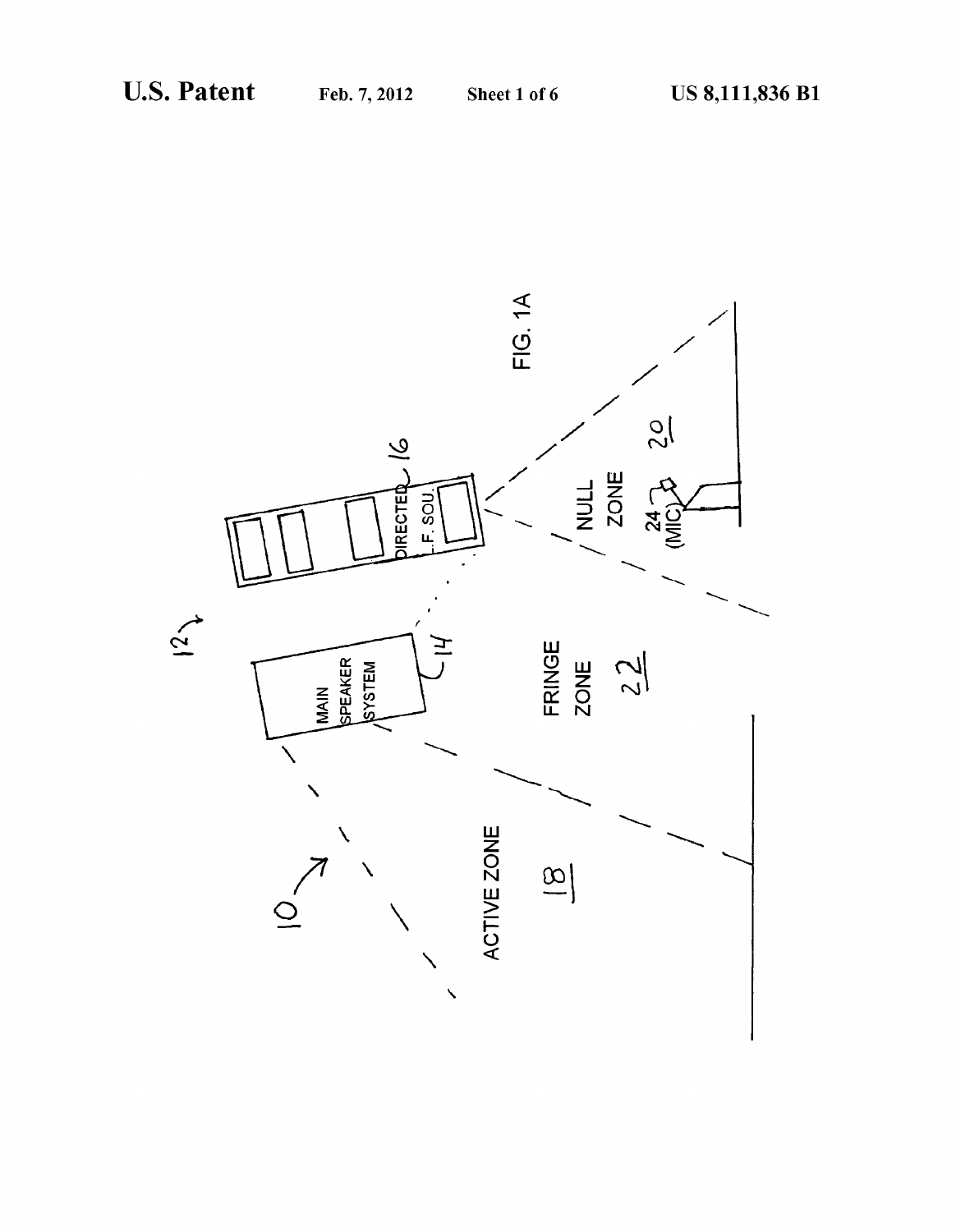FIG. 1A

MAIN SPEAKER SYSTEM 14

DIRECTED L.F. SOU. 16

ACTIVE ZONE 18

FRINGE ZONE 22

NULL ZONE 20

24 (MIC)

10

12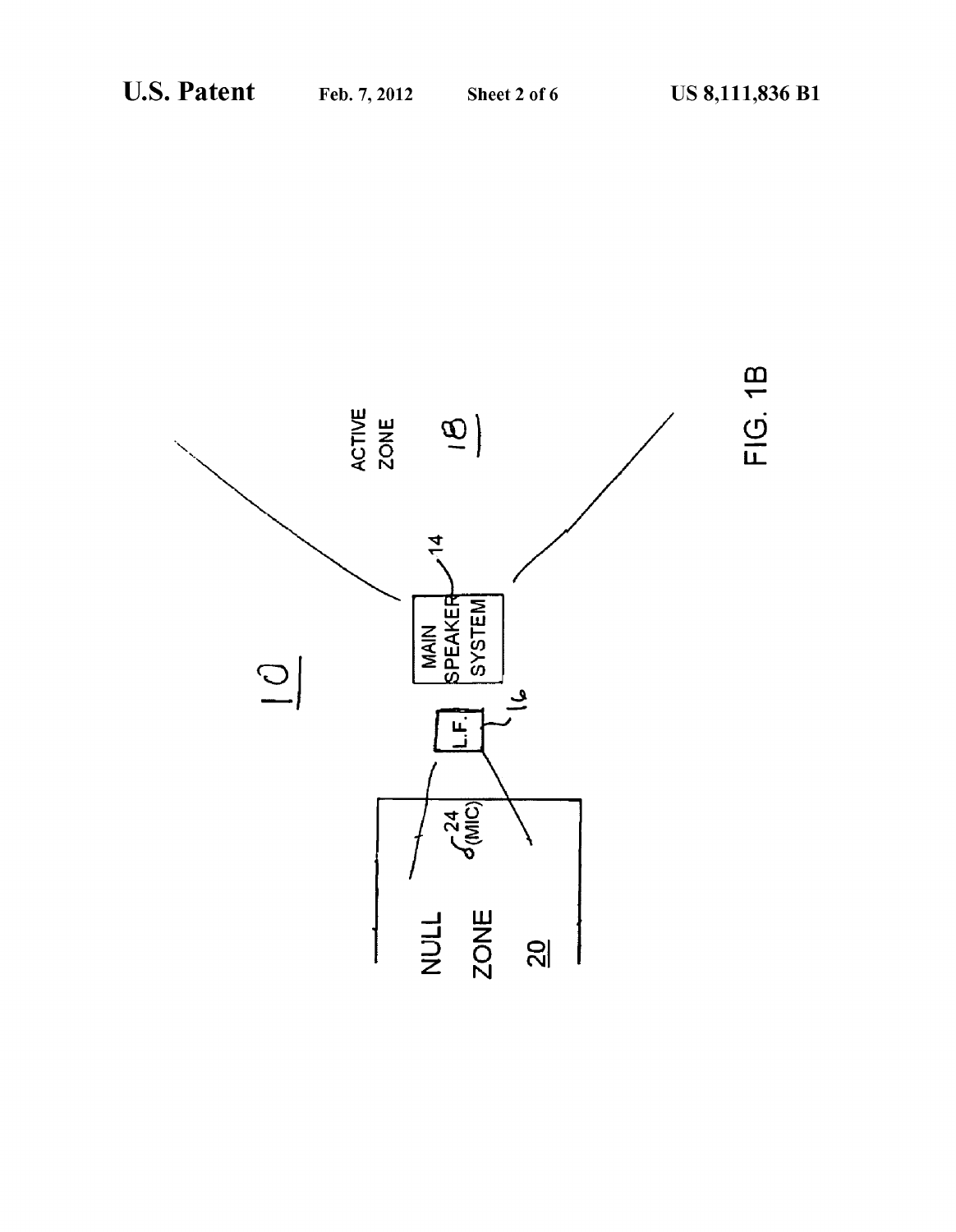10

ACTIVE ZONE 18

MAIN SPEAKER SYSTEM 14

L.F. 16

24 (MIC)

NULL ZONE 20

FIG. 1B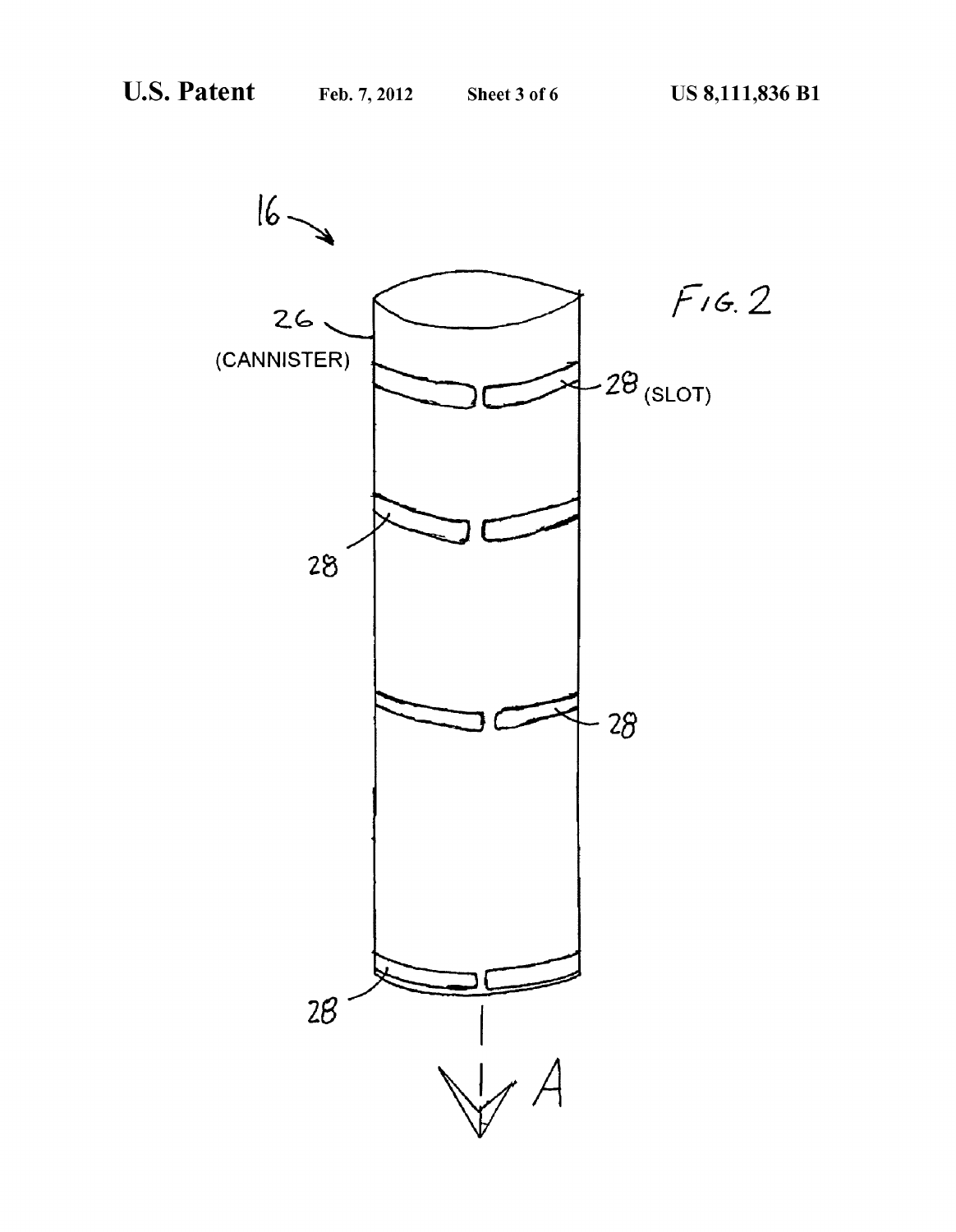16

26 (CANNISTER)

28 (SLOT)

28

28

28

A

FIG. 2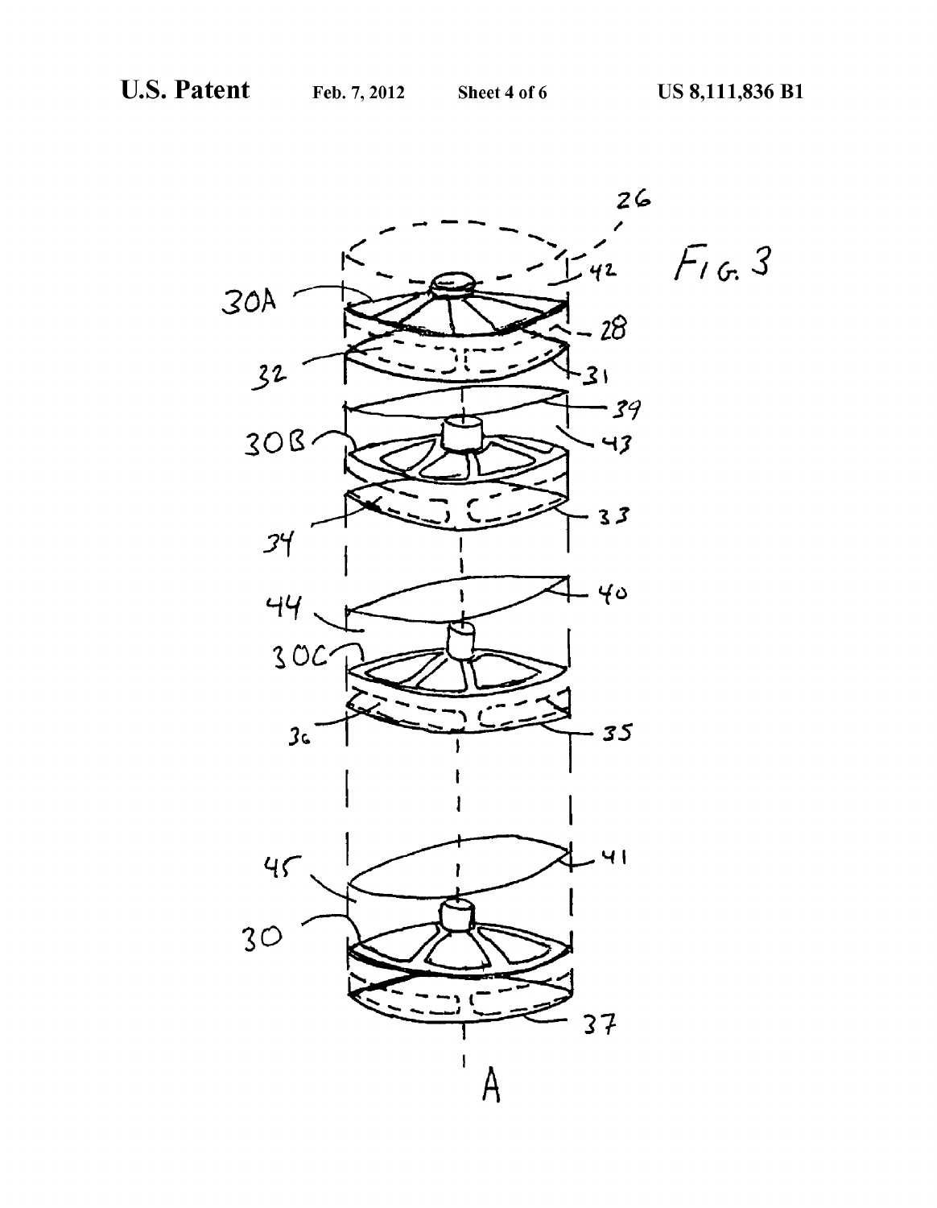FIG. 3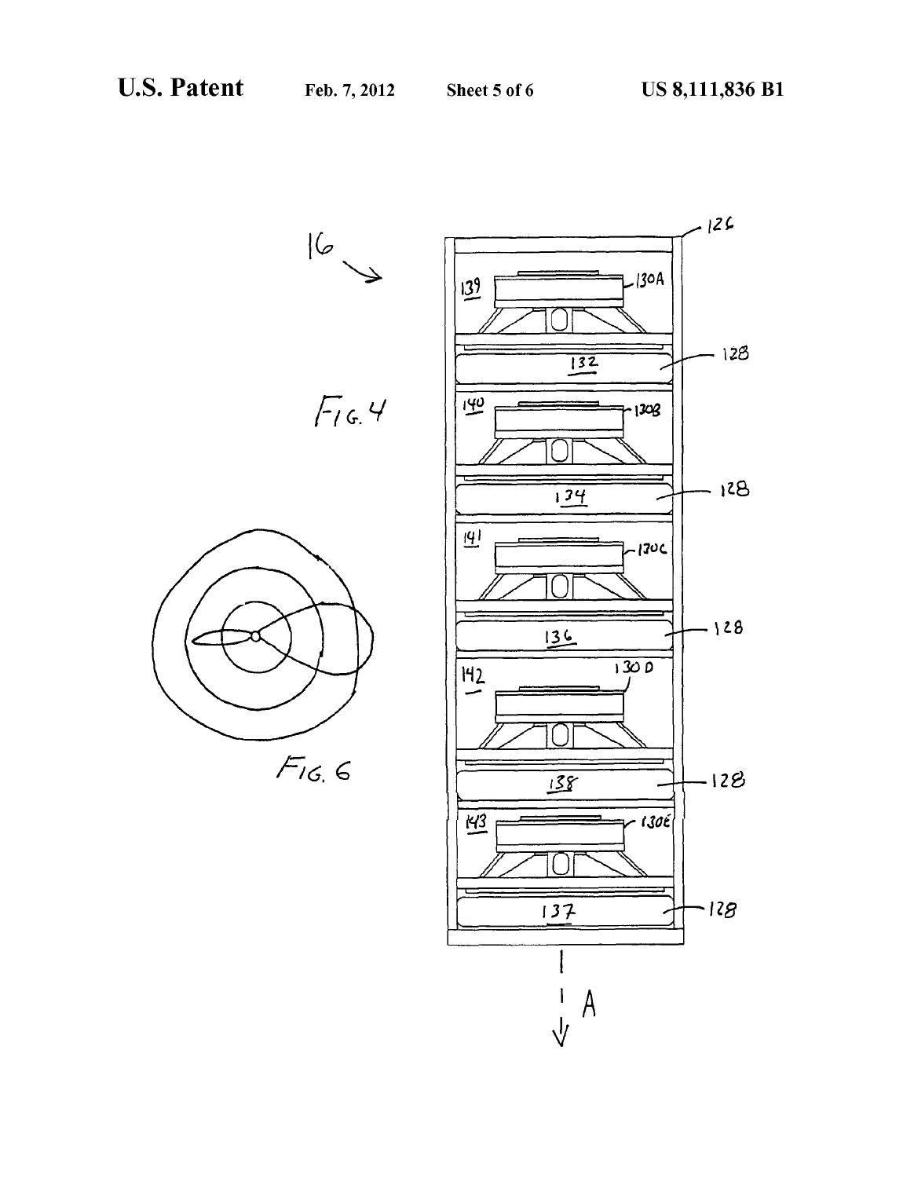FIG. 4

FIG. 6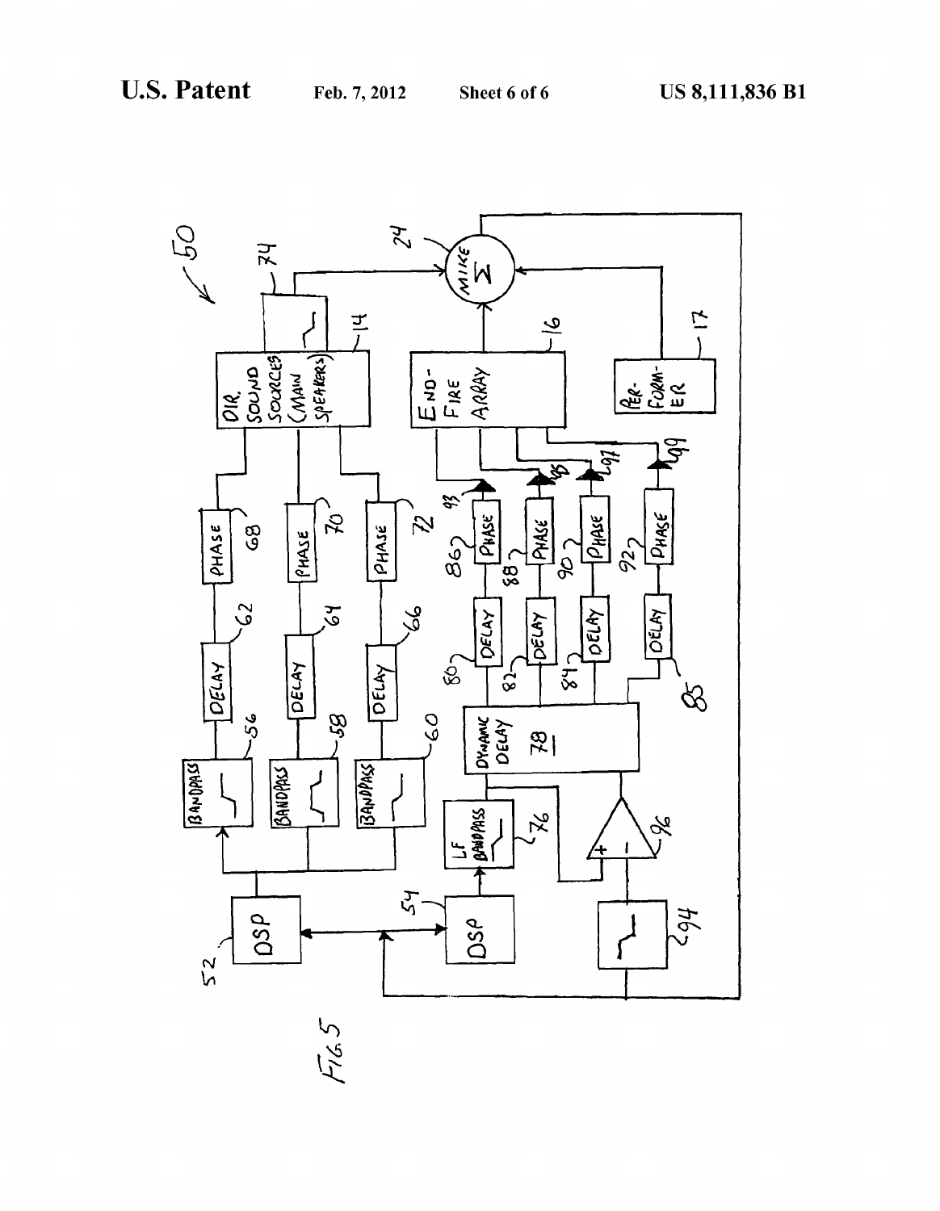FIG. 5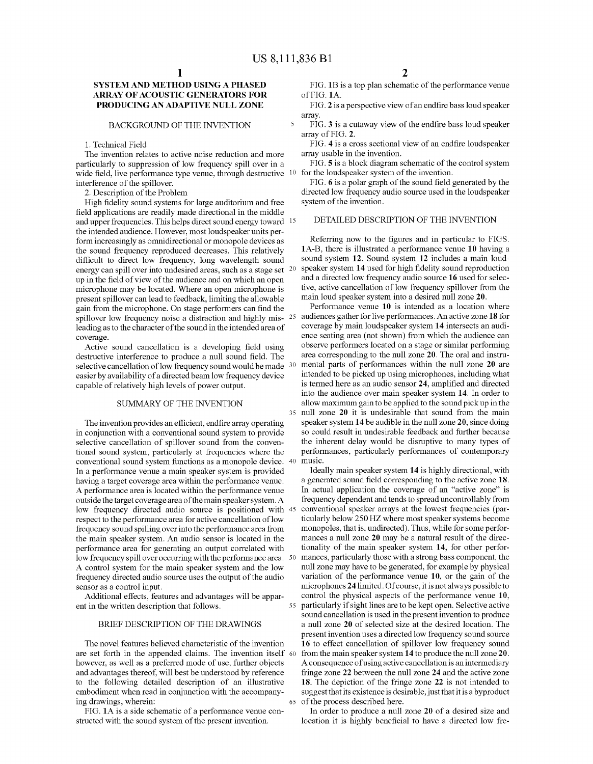# SYSTEM AND METHOD USING A PHASED ARRAY OF ACOUSTIC GENERATORS FOR PRODUCING AN ADAPTIVE NULL ZONE

## BACKGROUND OF THE INVENTION

1. Technical Field

The invention relates to active noise reduction and more particularly to suppression of low frequency spill over in a wide field, live performance type venue, through destructive interference of the spillover.

2. Description of the Problem

High fidelity sound systems for large auditorium and free field applications are readily made directional in the middle and upper frequencies. This helps direct sound energy toward the intended audience. However, most loudspeaker units perform increasingly as omnidirectional or monopole devices as the sound frequency reproduced decreases. This relatively difficult to direct low frequency, long wavelength sound energy can spill over into undesired areas, such as a stage set up in the field of view of the audience and on which an open microphone may be located. Where an open microphone is present spillover can lead to feedback, limiting the allowable gain from the microphone. On stage performers can find the spillover low frequency noise a distraction and highly misleading as to the character of the sound in the intended area of coverage.

Active sound cancellation is a developing field using destructive interference to produce a null sound field. The selective cancellation of low frequency sound would be made easier by availability of a directed beam low frequency device capable of relatively high levels of power output.

## SUMMARY OF THE INVENTION

The invention provides an efficient, endfire array operating in conjunction with a conventional sound system to provide selective cancellation of spillover sound from the conventional sound system, particularly at frequencies where the conventional sound system functions as a monopole device. In a performance venue a main speaker system is provided having a target coverage area within the performance venue. A performance area is located within the performance venue outside the target coverage area of the main speaker system. A low frequency directed audio source is positioned with respect to the performance area for active cancellation of low frequency sound spilling over into the performance area from the main speaker system. An audio sensor is located in the performance area for generating an output correlated with low frequency spill over occurring with the performance area. A control system for the main speaker system and the low frequency directed audio source uses the output of the audio sensor as a control input.

Additional effects, features and advantages will be apparent in the written description that follows.

## BRIEF DESCRIPTION OF THE DRAWINGS

The novel features believed characteristic of the invention are set forth in the appended claims. The invention itself however, as well as a preferred mode of use, further objects and advantages thereof, will best be understood by reference to the following detailed description of an illustrative embodiment when read in conjunction with the accompanying drawings, wherein:

FIG. **1A** is a side schematic of a performance venue constructed with the sound system of the present invention.

FIG. **1B** is a top plan schematic of the performance venue of FIG. **1A**.

FIG. **2** is a perspective view of an endfire bass loud speaker array.

FIG. **3** is a cutaway view of the endfire bass loud speaker array of FIG. **2**.

FIG. **4** is a cross sectional view of an endfire loudspeaker array usable in the invention.

FIG. **5** is a block diagram schematic of the control system for the loudspeaker system of the invention.

FIG. **6** is a polar graph of the sound field generated by the directed low frequency audio source used in the loudspeaker system of the invention.

## DETAILED DESCRIPTION OF THE INVENTION

Referring now to the figures and in particular to FIGS. **1A-B**, there is illustrated a performance venue **10** having a sound system **12**. Sound system **12** includes a main loudspeaker system **14** used for high fidelity sound reproduction and a directed low frequency audio source **16** used for selective, active cancellation of low frequency spillover from the main loud speaker system into a desired null zone **20**.

Performance venue **10** is intended as a location where audiences gather for live performances. An active zone **18** for coverage by main loudspeaker system **14** intersects an audience seating area (not shown) from which the audience can observe performers located on a stage or similar performing area corresponding to the null zone **20**. The oral and instrumental parts of performances within the null zone **20** are intended to be picked up using microphones, including what is termed here as an audio sensor **24**, amplified and directed into the audience over main speaker system **14**. In order to allow maximum gain to be applied to the sound pick up in the null zone **20** it is undesirable that sound from the main speaker system **14** be audible in the null zone **20**, since doing so could result in undesirable feedback and further because the inherent delay would be disruptive to many types of performances, particularly performances of contemporary music.

Ideally main speaker system **14** is highly directional, with a generated sound field corresponding to the active zone **18**. In actual application the coverage of an "active zone" is frequency dependent and tends to spread uncontrollably from conventional speaker arrays at the lowest frequencies (particularly below 250 HZ where most speaker systems become monopoles, that is, undirected). Thus, while for some performances a null zone **20** may be a natural result of the directionality of the main speaker system **14**, for other performances, particularly those with a strong bass component, the null zone may have to be generated, for example by physical variation of the performance venue **10**, or the gain of the microphones **24** limited. Of course, it is not always possible to control the physical aspects of the performance venue **10**, particularly if sight lines are to be kept open. Selective active sound cancellation is used in the present invention to produce a null zone **20** of selected size at the desired location. The present invention uses a directed low frequency sound source **16** to effect cancellation of spillover low frequency sound from the main speaker system **14** to produce the null zone **20**. A consequence of using active cancellation is an intermediary fringe zone **22** between the null zone **24** and the active zone **18**. The depiction of the fringe zone **22** is not intended to suggest that its existence is desirable, just that it is a byproduct of the process described here.

In order to produce a null zone **20** of a desired size and location it is highly beneficial to have a directed low fre-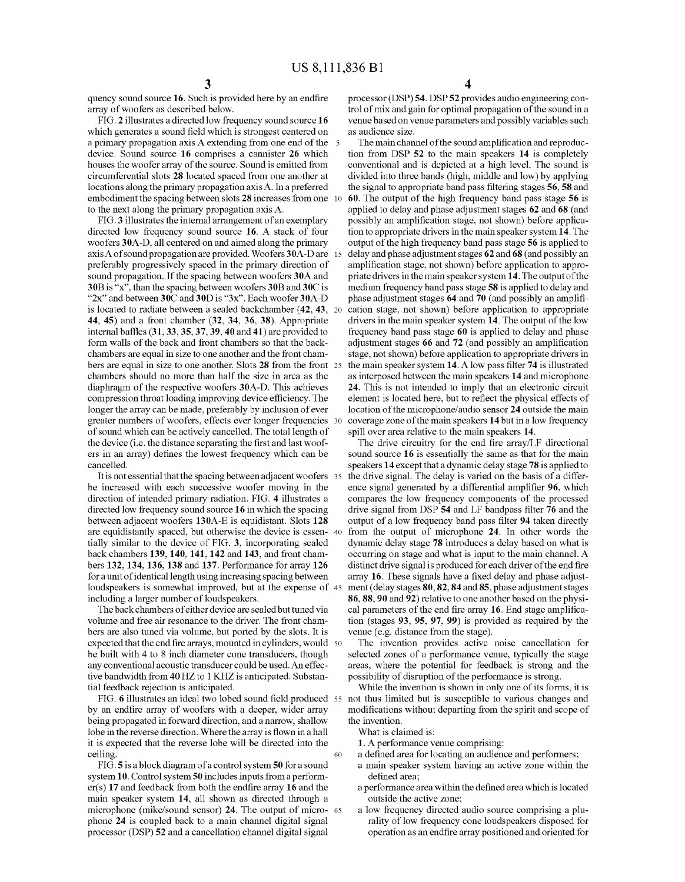quency sound source **16**. Such is provided here by an endfire array of woofers as described below.

FIG. **2** illustrates a directed low frequency sound source **16** which generates a sound field which is strongest centered on a primary propagation axis A extending from one end of the device. Sound source **16** comprises a cannister **26** which houses the woofer array of the source. Sound is emitted from circumferential slots **28** located spaced from one another at locations along the primary propagation axis A. In a preferred embodiment the spacing between slots **28** increases from one to the next along the primary propagation axis A.

FIG. **3** illustrates the internal arrangement of an exemplary directed low frequency sound source **16**. A stack of four woofers **30**A-D, all centered on and aimed along the primary axis A of sound propagation are provided. Woofers **30**A-D are preferably progressively spaced in the primary direction of sound propagation. If the spacing between woofers **30**A and **30**B is "x", than the spacing between woofers **30**B and **30**C is "2x" and between **30**C and **30**D is "3x". Each woofer **30**A-D is located to radiate between a sealed backchamber (**42**, **43**, **44**, **45**) and a front chamber (**32**, **34**, **36**, **38**). Appropriate internal baffles (**31**, **33**, **35**, **37**, **39**, **40** and **41**) are provided to form walls of the back and front chambers so that the backchambers are equal in size to one another and the front chambers are equal in size to one another. Slots **28** from the front chambers should no more than half the size in area as the diaphragm of the respective woofers **30**A-D. This achieves compression throat loading improving device efficiency. The longer the array can be made, preferably by inclusion of ever greater numbers of woofers, effects ever longer frequencies of sound which can be actively cancelled. The total length of the device (i.e. the distance separating the first and last woofers in an array) defines the lowest frequency which can be cancelled.

It is not essential that the spacing between adjacent woofers be increased with each successive woofer moving in the direction of intended primary radiation. FIG. **4** illustrates a directed low frequency sound source **16** in which the spacing between adjacent woofers **130**A-E is equidistant. Slots **128** are equidistantly spaced, but otherwise the device is essentially similar to the device of FIG. **3**, incorporating sealed back chambers **139**, **140**, **141**, **142** and **143**, and front chambers **132**, **134**, **136**, **138** and **137**. Performance for array **126** for a unit of identical length using increasing spacing between loudspeakers is somewhat improved, but at the expense of including a larger number of loudspeakers.

The back chambers of either device are sealed but tuned via volume and free air resonance to the driver. The front chambers are also tuned via volume, but ported by the slots. It is expected that the end fire arrays, mounted in cylinders, would be built with 4 to 8 inch diameter cone transducers, though any conventional acoustic transducer could be used. An effective bandwidth from 40 HZ to 1 KHZ is anticipated. Substantial feedback rejection is anticipated.

FIG. **6** illustrates an ideal two lobed sound field produced by an endfire array of woofers with a deeper, wider array being propagated in forward direction, and a narrow, shallow lobe in the reverse direction. Where the array is flown in a hall it is expected that the reverse lobe will be directed into the ceiling.

FIG. **5** is a block diagram of a control system **50** for a sound system **10**. Control system **50** includes inputs from a performer(s) **17** and feedback from both the endfire array **16** and the main speaker system **14**, all shown as directed through a microphone (mike/sound sensor) **24**. The output of microphone **24** is coupled back to a main channel digital signal processor (DSP) **52** and a cancellation channel digital signal processor (DSP) **54**. DSP **52** provides audio engineering control of mix and gain for optimal propagation of the sound in a venue based on venue parameters and possibly variables such as audience size.

The main channel of the sound amplification and reproduction from DSP **52** to the main speakers **14** is completely conventional and is depicted at a high level. The sound is divided into three bands (high, middle and low) by applying the signal to appropriate band pass filtering stages **56**, **58** and **60**. The output of the high frequency band pass stage **56** is applied to delay and phase adjustment stages **62** and **68** (and possibly an amplification stage, not shown) before application to appropriate drivers in the main speaker system **14**. The output of the high frequency band pass stage **56** is applied to delay and phase adjustment stages **62** and **68** (and possibly an amplification stage, not shown) before application to appropriate drivers in the main speaker system **14**. The output of the medium frequency band pass stage **58** is applied to delay and phase adjustment stages **64** and **70** (and possibly an amplification stage, not shown) before application to appropriate drivers in the main speaker system **14**. The output of the low frequency band pass stage **60** is applied to delay and phase adjustment stages **66** and **72** (and possibly an amplification stage, not shown) before application to appropriate drivers in the main speaker system **14**. A low pass filter **74** is illustrated as interposed between the main speakers **14** and microphone **24**. This is not intended to imply that an electronic circuit element is located here, but to reflect the physical effects of location of the microphone/audio sensor **24** outside the main coverage zone of the main speakers **14** but in a low frequency spill over area relative to the main speakers **14**.

The drive circuitry for the end fire array/LF directional sound source **16** is essentially the same as that for the main speakers **14** except that a dynamic delay stage **78** is applied to the drive signal. The delay is varied on the basis of a difference signal generated by a differential amplifier **96**, which compares the low frequency components of the processed drive signal from DSP **54** and LF bandpass filter **76** and the output of a low frequency band pass filter **94** taken directly from the output of microphone **24**. In other words the dynamic delay stage **78** introduces a delay based on what is occurring on stage and what is input to the main channel. A distinct drive signal is produced for each driver of the end fire array **16**. These signals have a fixed delay and phase adjustment (delay stages **80**, **82**, **84** and **85**, phase adjustment stages **86**, **88**, **90** and **92**) relative to one another based on the physical parameters of the end fire array **16**. End stage amplification (stages **93**, **95**, **97**, **99**) is provided as required by the venue (e.g. distance from the stage).

The invention provides active noise cancellation for selected zones of a performance venue, typically the stage areas, where the potential for feedback is strong and the possibility of disruption of the performance is strong.

While the invention is shown in only one of its forms, it is not thus limited but is susceptible to various changes and modifications without departing from the spirit and scope of the invention.

What is claimed is:

1. A performance venue comprising:
   - a defined area for locating an audience and performers;
   - a main speaker system having an active zone within the defined area;
   - a performance area within the defined area which is located outside the active zone;
   - a low frequency directed audio source comprising a plurality of low frequency cone loudspeakers disposed for operation as an endfire array positioned and oriented for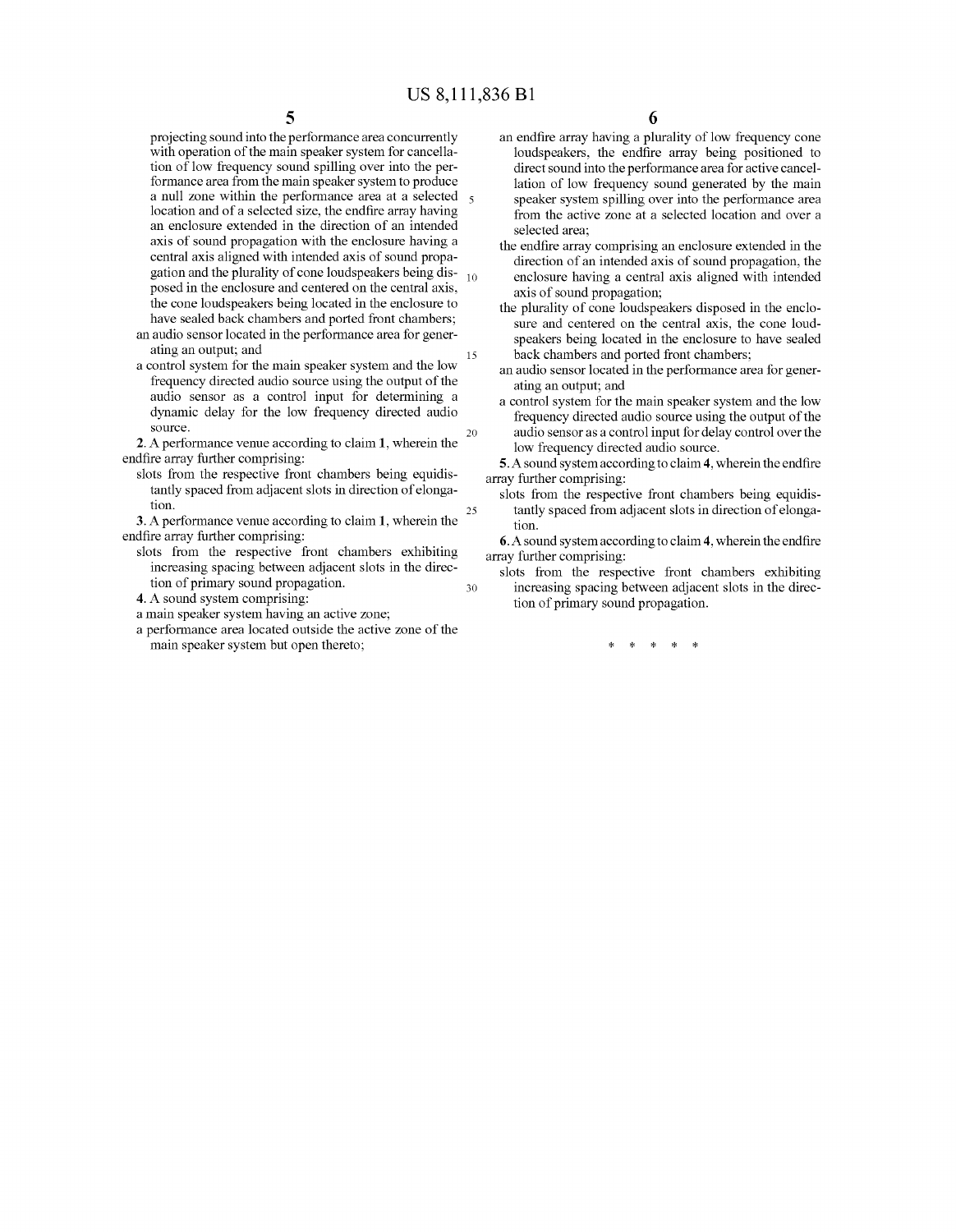projecting sound into the performance area concurrently with operation of the main speaker system for cancellation of low frequency sound spilling over into the performance area from the main speaker system to produce a null zone within the performance area at a selected location and of a selected size, the endfire array having an enclosure extended in the direction of an intended axis of sound propagation with the enclosure having a central axis aligned with intended axis of sound propagation and the plurality of cone loudspeakers being disposed in the enclosure and centered on the central axis, the cone loudspeakers being located in the enclosure to have sealed back chambers and ported front chambers;

an audio sensor located in the performance area for generating an output; and

a control system for the main speaker system and the low frequency directed audio source using the output of the audio sensor as a control input for determining a dynamic delay for the low frequency directed audio source.

**2**. A performance venue according to claim **1**, wherein the endfire array further comprising:

slots from the respective front chambers being equidistantly spaced from adjacent slots in direction of elongation.

**3**. A performance venue according to claim **1**, wherein the endfire array further comprising:

slots from the respective front chambers exhibiting increasing spacing between adjacent slots in the direction of primary sound propagation.

**4**. A sound system comprising:

a main speaker system having an active zone;

a performance area located outside the active zone of the main speaker system but open thereto;

an endfire array having a plurality of low frequency cone loudspeakers, the endfire array being positioned to direct sound into the performance area for active cancellation of low frequency sound generated by the main speaker system spilling over into the performance area from the active zone at a selected location and over a selected area;

the endfire array comprising an enclosure extended in the direction of an intended axis of sound propagation, the enclosure having a central axis aligned with intended axis of sound propagation;

the plurality of cone loudspeakers disposed in the enclosure and centered on the central axis, the cone loudspeakers being located in the enclosure to have sealed back chambers and ported front chambers;

an audio sensor located in the performance area for generating an output; and

a control system for the main speaker system and the low frequency directed audio source using the output of the audio sensor as a control input for delay control over the low frequency directed audio source.

**5**. A sound system according to claim **4**, wherein the endfire array further comprising:

slots from the respective front chambers being equidistantly spaced from adjacent slots in direction of elongation.

**6**. A sound system according to claim **4**, wherein the endfire array further comprising:

slots from the respective front chambers exhibiting increasing spacing between adjacent slots in the direction of primary sound propagation.

* * * * *